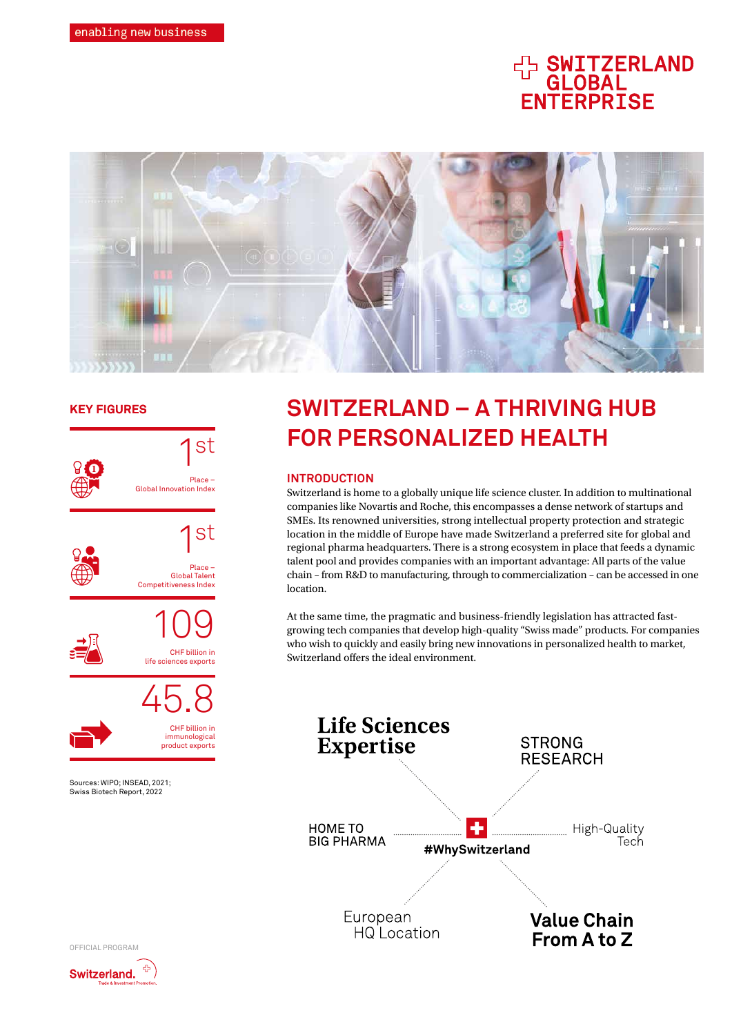enabling new business

SWITZERLAND GLOBAL ENTERPRISE

## KEY FIGURES

**1st**
Place – Global Innovation Index

**1st**
Place – Global Talent Competitiveness Index

**109**
CHF billion in life sciences exports

**45.8**
CHF billion in immunological product exports

Sources: WIPO; INSEAD, 2021; Swiss Biotech Report, 2022

# SWITZERLAND – A THRIVING HUB FOR PERSONALIZED HEALTH

## INTRODUCTION

Switzerland is home to a globally unique life science cluster. In addition to multinational companies like Novartis and Roche, this encompasses a dense network of startups and SMEs. Its renowned universities, strong intellectual property protection and strategic location in the middle of Europe have made Switzerland a preferred site for global and regional pharma headquarters. There is a strong ecosystem in place that feeds a dynamic talent pool and provides companies with an important advantage: All parts of the value chain – from R&D to manufacturing, through to commercialization – can be accessed in one location.

At the same time, the pragmatic and business-friendly legislation has attracted fast-growing tech companies that develop high-quality "Swiss made" products. For companies who wish to quickly and easily bring new innovations in personalized health to market, Switzerland offers the ideal environment.

**#WhySwitzerland**

- Life Sciences Expertise
- STRONG RESEARCH
- HOME TO BIG PHARMA
- High-Quality Tech
- European HQ Location
- Value Chain From A to Z

OFFICIAL PROGRAM

Switzerland. Trade & Investment Promotion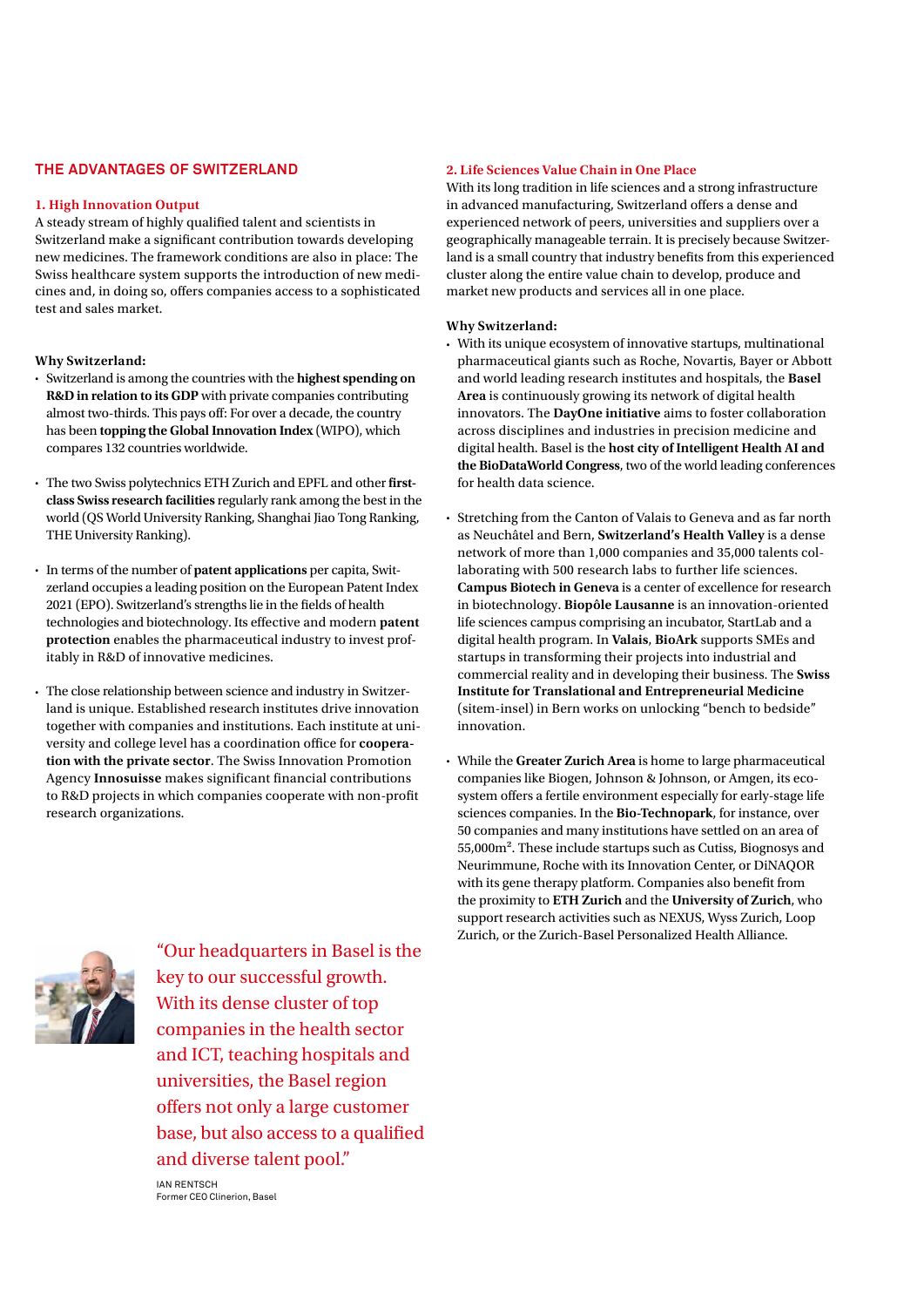## THE ADVANTAGES OF SWITZERLAND

### 1. High Innovation Output

A steady stream of highly qualified talent and scientists in Switzerland make a significant contribution towards developing new medicines. The framework conditions are also in place: The Swiss healthcare system supports the introduction of new medicines and, in doing so, offers companies access to a sophisticated test and sales market.

**Why Switzerland:**

- Switzerland is among the countries with the **highest spending on R&D in relation to its GDP** with private companies contributing almost two-thirds. This pays off: For over a decade, the country has been **topping the Global Innovation Index** (WIPO), which compares 132 countries worldwide.
- The two Swiss polytechnics ETH Zurich and EPFL and other **first-class Swiss research facilities** regularly rank among the best in the world (QS World University Ranking, Shanghai Jiao Tong Ranking, THE University Ranking).
- In terms of the number of **patent applications** per capita, Switzerland occupies a leading position on the European Patent Index 2021 (EPO). Switzerland's strengths lie in the fields of health technologies and biotechnology. Its effective and modern **patent protection** enables the pharmaceutical industry to invest profitably in R&D of innovative medicines.
- The close relationship between science and industry in Switzerland is unique. Established research institutes drive innovation together with companies and institutions. Each institute at university and college level has a coordination office for **cooperation with the private sector**. The Swiss Innovation Promotion Agency **Innosuisse** makes significant financial contributions to R&D projects in which companies cooperate with non-profit research organizations.

"Our headquarters in Basel is the key to our successful growth. With its dense cluster of top companies in the health sector and ICT, teaching hospitals and universities, the Basel region offers not only a large customer base, but also access to a qualified and diverse talent pool."

IAN RENTSCH
Former CEO Clinerion, Basel

### 2. Life Sciences Value Chain in One Place

With its long tradition in life sciences and a strong infrastructure in advanced manufacturing, Switzerland offers a dense and experienced network of peers, universities and suppliers over a geographically manageable terrain. It is precisely because Switzerland is a small country that industry benefits from this experienced cluster along the entire value chain to develop, produce and market new products and services all in one place.

**Why Switzerland:**

- With its unique ecosystem of innovative startups, multinational pharmaceutical giants such as Roche, Novartis, Bayer or Abbott and world leading research institutes and hospitals, the **Basel Area** is continuously growing its network of digital health innovators. The **DayOne initiative** aims to foster collaboration across disciplines and industries in precision medicine and digital health. Basel is the **host city of Intelligent Health AI and the BioDataWorld Congress**, two of the world leading conferences for health data science.
- Stretching from the Canton of Valais to Geneva and as far north as Neuchâtel and Bern, **Switzerland's Health Valley** is a dense network of more than 1,000 companies and 35,000 talents collaborating with 500 research labs to further life sciences. **Campus Biotech in Geneva** is a center of excellence for research in biotechnology. **Biopôle Lausanne** is an innovation-oriented life sciences campus comprising an incubator, StartLab and a digital health program. In **Valais**, **BioArk** supports SMEs and startups in transforming their projects into industrial and commercial reality and in developing their business. The **Swiss Institute for Translational and Entrepreneurial Medicine** (sitem-insel) in Bern works on unlocking "bench to bedside" innovation.
- While the **Greater Zurich Area** is home to large pharmaceutical companies like Biogen, Johnson & Johnson, or Amgen, its ecosystem offers a fertile environment especially for early-stage life sciences companies. In the **Bio-Technopark**, for instance, over 50 companies and many institutions have settled on an area of 55,000m². These include startups such as Cutiss, Biognosys and Neurimmune, Roche with its Innovation Center, or DiNAQOR with its gene therapy platform. Companies also benefit from the proximity to **ETH Zurich** and the **University of Zurich**, who support research activities such as NEXUS, Wyss Zurich, Loop Zurich, or the Zurich-Basel Personalized Health Alliance.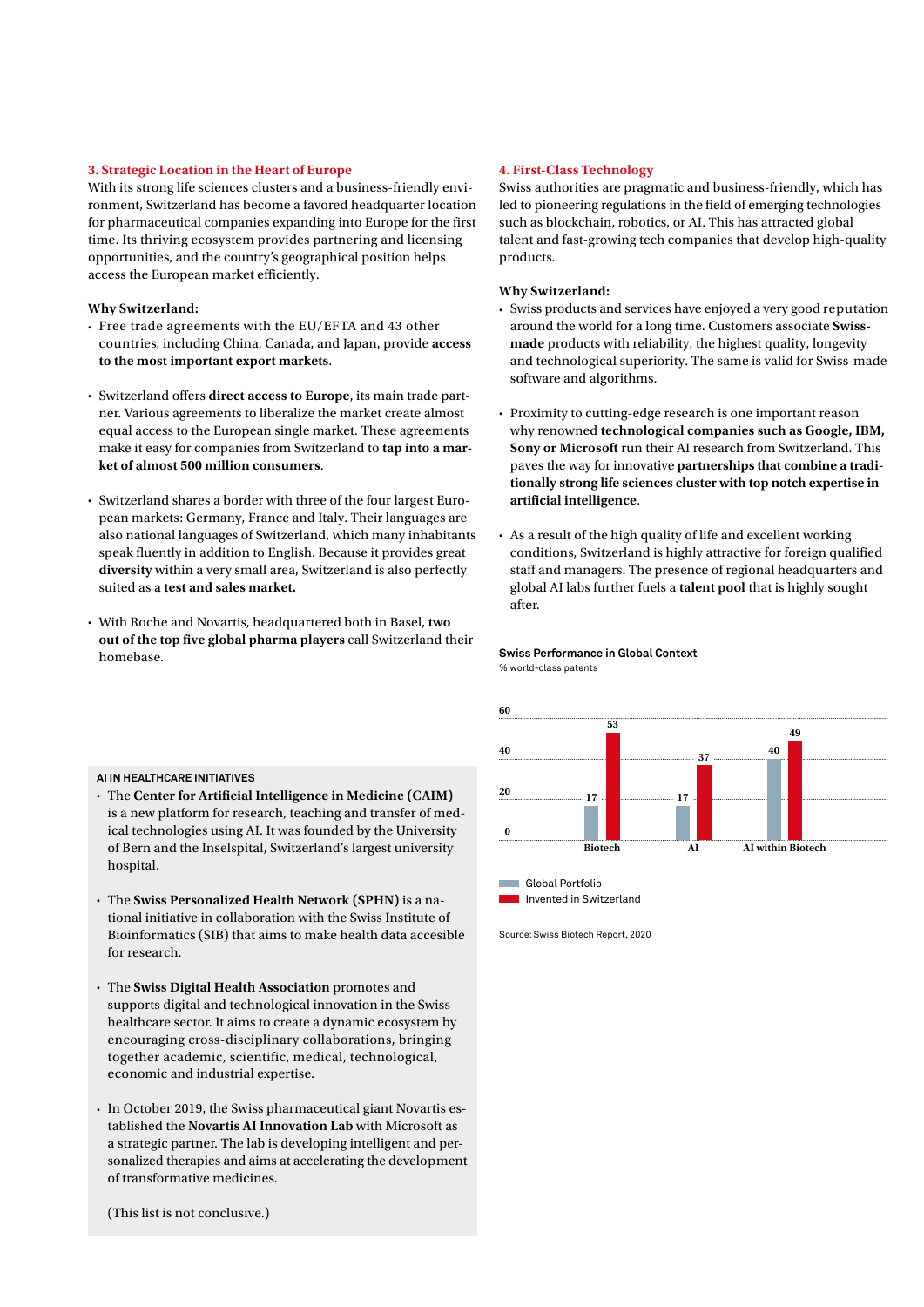### 3. Strategic Location in the Heart of Europe

With its strong life sciences clusters and a business-friendly environment, Switzerland has become a favored headquarter location for pharmaceutical companies expanding into Europe for the first time. Its thriving ecosystem provides partnering and licensing opportunities, and the country's geographical position helps access the European market efficiently.

**Why Switzerland:**

- Free trade agreements with the EU/EFTA and 43 other countries, including China, Canada, and Japan, provide **access to the most important export markets**.
- Switzerland offers **direct access to Europe**, its main trade partner. Various agreements to liberalize the market create almost equal access to the European single market. These agreements make it easy for companies from Switzerland to **tap into a market of almost 500 million consumers**.
- Switzerland shares a border with three of the four largest European markets: Germany, France and Italy. Their languages are also national languages of Switzerland, which many inhabitants speak fluently in addition to English. Because it provides great **diversity** within a very small area, Switzerland is also perfectly suited as a **test and sales market.**
- With Roche and Novartis, headquartered both in Basel, **two out of the top five global pharma players** call Switzerland their homebase.

**AI IN HEALTHCARE INITIATIVES**

- The **Center for Artificial Intelligence in Medicine (CAIM)** is a new platform for research, teaching and transfer of medical technologies using AI. It was founded by the University of Bern and the Inselspital, Switzerland's largest university hospital.
- The **Swiss Personalized Health Network (SPHN)** is a national initiative in collaboration with the Swiss Institute of Bioinformatics (SIB) that aims to make health data accesible for research.
- The **Swiss Digital Health Association** promotes and supports digital and technological innovation in the Swiss healthcare sector. It aims to create a dynamic ecosystem by encouraging cross-disciplinary collaborations, bringing together academic, scientific, medical, technological, economic and industrial expertise.
- In October 2019, the Swiss pharmaceutical giant Novartis established the **Novartis AI Innovation Lab** with Microsoft as a strategic partner. The lab is developing intelligent and personalized therapies and aims at accelerating the development of transformative medicines.

(This list is not conclusive.)

### 4. First-Class Technology

Swiss authorities are pragmatic and business-friendly, which has led to pioneering regulations in the field of emerging technologies such as blockchain, robotics, or AI. This has attracted global talent and fast-growing tech companies that develop high-quality products.

**Why Switzerland:**

- Swiss products and services have enjoyed a very good reputation around the world for a long time. Customers associate **Swiss-made** products with reliability, the highest quality, longevity and technological superiority. The same is valid for Swiss-made software and algorithms.
- Proximity to cutting-edge research is one important reason why renowned **technological companies such as Google, IBM, Sony or Microsoft** run their AI research from Switzerland. This paves the way for innovative **partnerships that combine a traditionally strong life sciences cluster with top notch expertise in artificial intelligence**.
- As a result of the high quality of life and excellent working conditions, Switzerland is highly attractive for foreign qualified staff and managers. The presence of regional headquarters and global AI labs further fuels a **talent pool** that is highly sought after.

**Swiss Performance in Global Context**
% world-class patents

| | Global Portfolio | Invented in Switzerland |
|---|---|---|
| Biotech | 17 | 53 |
| AI | 17 | 37 |
| AI within Biotech | 40 | 49 |

Source: Swiss Biotech Report, 2020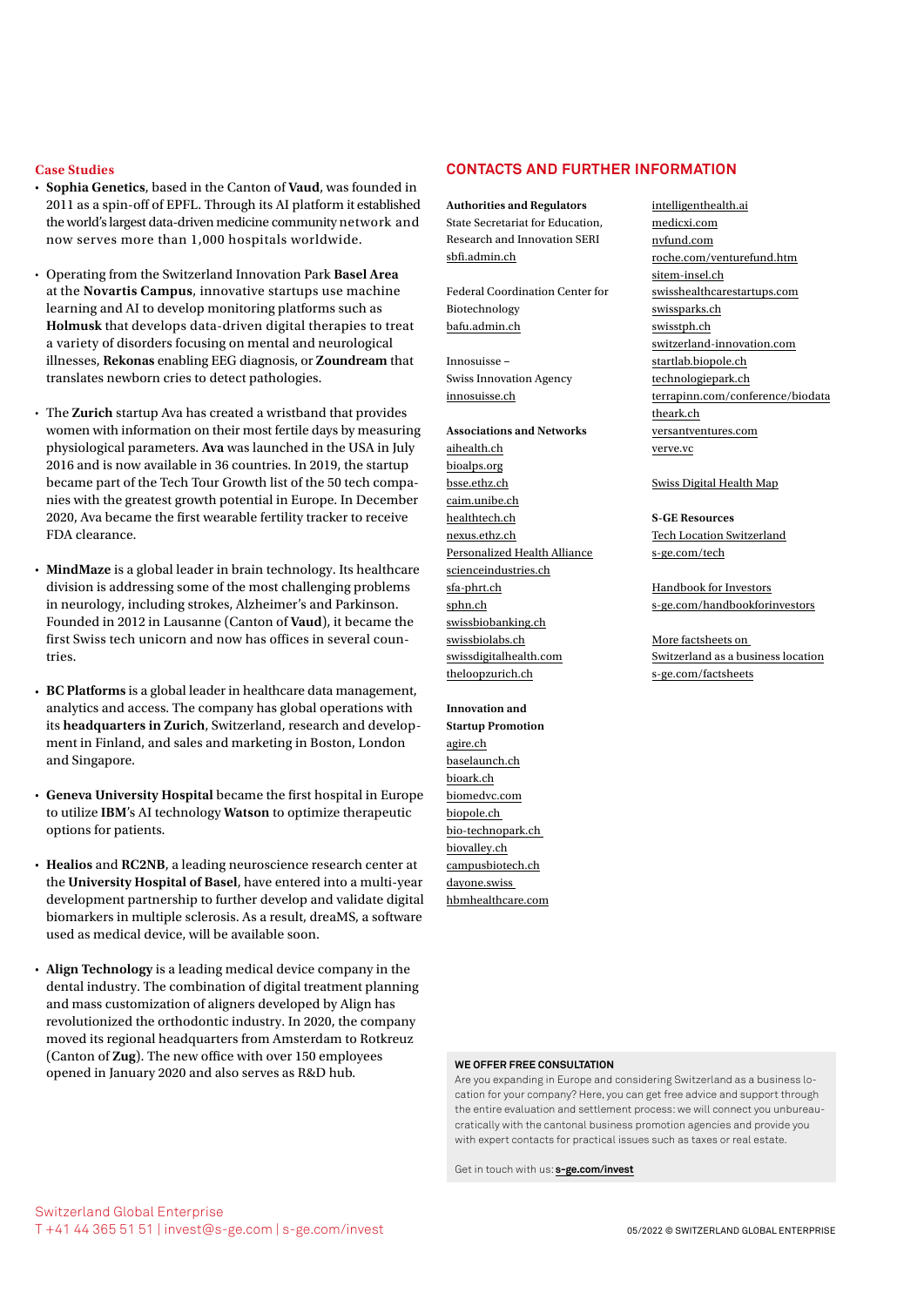## Case Studies

- **Sophia Genetics**, based in the Canton of **Vaud**, was founded in 2011 as a spin-off of EPFL. Through its AI platform it established the world's largest data-driven medicine community network and now serves more than 1,000 hospitals worldwide.
- Operating from the Switzerland Innovation Park **Basel Area** at the **Novartis Campus**, innovative startups use machine learning and AI to develop monitoring platforms such as **Holmusk** that develops data-driven digital therapies to treat a variety of disorders focusing on mental and neurological illnesses, **Rekonas** enabling EEG diagnosis, or **Zoundream** that translates newborn cries to detect pathologies.
- The **Zurich** startup Ava has created a wristband that provides women with information on their most fertile days by measuring physiological parameters. **Ava** was launched in the USA in July 2016 and is now available in 36 countries. In 2019, the startup became part of the Tech Tour Growth list of the 50 tech companies with the greatest growth potential in Europe. In December 2020, Ava became the first wearable fertility tracker to receive FDA clearance.
- **MindMaze** is a global leader in brain technology. Its healthcare division is addressing some of the most challenging problems in neurology, including strokes, Alzheimer's and Parkinson. Founded in 2012 in Lausanne (Canton of **Vaud**), it became the first Swiss tech unicorn and now has offices in several countries.
- **BC Platforms** is a global leader in healthcare data management, analytics and access. The company has global operations with its **headquarters in Zurich**, Switzerland, research and development in Finland, and sales and marketing in Boston, London and Singapore.
- **Geneva University Hospital** became the first hospital in Europe to utilize **IBM**'s AI technology **Watson** to optimize therapeutic options for patients.
- **Healios** and **RC2NB**, a leading neuroscience research center at the **University Hospital of Basel**, have entered into a multi-year development partnership to further develop and validate digital biomarkers in multiple sclerosis. As a result, dreaMS, a software used as medical device, will be available soon.
- **Align Technology** is a leading medical device company in the dental industry. The combination of digital treatment planning and mass customization of aligners developed by Align has revolutionized the orthodontic industry. In 2020, the company moved its regional headquarters from Amsterdam to Rotkreuz (Canton of **Zug**). The new office with over 150 employees opened in January 2020 and also serves as R&D hub.

## CONTACTS AND FURTHER INFORMATION

**Authorities and Regulators**

State Secretariat for Education, Research and Innovation SERI
sbfi.admin.ch

Federal Coordination Center for Biotechnology
bafu.admin.ch

Innosuisse – Swiss Innovation Agency
innosuisse.ch

**Associations and Networks**

aihealth.ch
bioalps.org
bsse.ethz.ch
caim.unibe.ch
healthtech.ch
nexus.ethz.ch
Personalized Health Alliance
scienceindustries.ch
sfa-phrt.ch
sphn.ch
swissbiobanking.ch
swissbiolabs.ch
swissdigitalhealth.com
theloopzurich.ch

**Innovation and Startup Promotion**

agire.ch
baselaunch.ch
bioark.ch
biomedvc.com
biopole.ch
bio-technopark.ch
biovalley.ch
campusbiotech.ch
dayone.swiss
hbmhealthcare.com
intelligenthealth.ai
medicxi.com
nvfund.com
roche.com/venturefund.htm
sitem-insel.ch
swisshealthcarestartups.com
swissparks.ch
swisstph.ch
switzerland-innovation.com
startlab.biopole.ch
technologiepark.ch
terrapinn.com/conference/biodata
theark.ch
versantventures.com
verve.vc

Swiss Digital Health Map

**S-GE Resources**

Tech Location Switzerland
s-ge.com/tech

Handbook for Investors
s-ge.com/handbookforinvestors

More factsheets on Switzerland as a business location
s-ge.com/factsheets

**WE OFFER FREE CONSULTATION**

Are you expanding in Europe and considering Switzerland as a business location for your company? Here, you can get free advice and support through the entire evaluation and settlement process: we will connect you unbureaucratically with the cantonal business promotion agencies and provide you with expert contacts for practical issues such as taxes or real estate.

Get in touch with us: **s-ge.com/invest**

Switzerland Global Enterprise
T +41 44 365 51 51 | invest@s-ge.com | s-ge.com/invest

05/2022 © SWITZERLAND GLOBAL ENTERPRISE